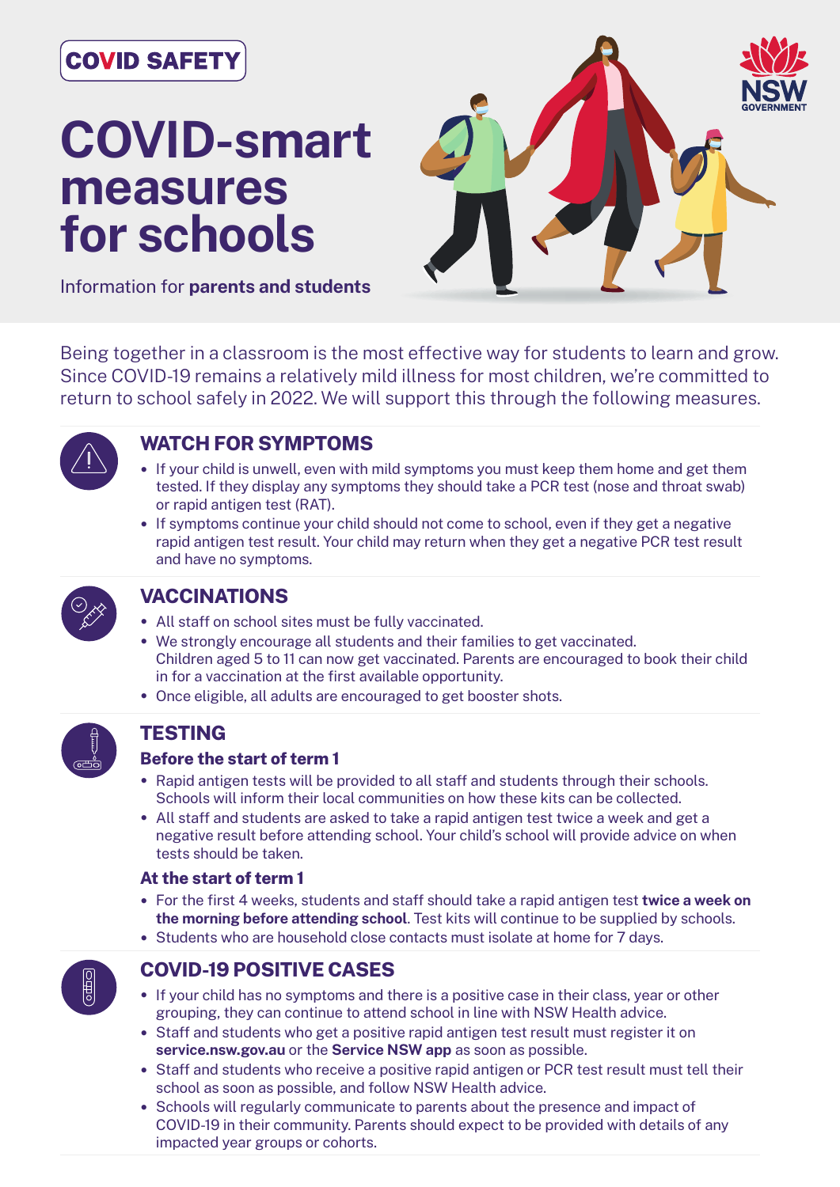COVID SAFETY

# COVID-smart measures for schools

Information for **parents and students**

NSW GOVERNMENT

Being together in a classroom is the most effective way for students to learn and grow. Since COVID-19 remains a relatively mild illness for most children, we're committed to return to school safely in 2022. We will support this through the following measures.

## WATCH FOR SYMPTOMS

- If your child is unwell, even with mild symptoms you must keep them home and get them tested. If they display any symptoms they should take a PCR test (nose and throat swab) or rapid antigen test (RAT).
- If symptoms continue your child should not come to school, even if they get a negative rapid antigen test result. Your child may return when they get a negative PCR test result and have no symptoms.

## VACCINATIONS

- All staff on school sites must be fully vaccinated.
- We strongly encourage all students and their families to get vaccinated. Children aged 5 to 11 can now get vaccinated. Parents are encouraged to book their child in for a vaccination at the first available opportunity.
- Once eligible, all adults are encouraged to get booster shots.

## TESTING

### Before the start of term 1

- Rapid antigen tests will be provided to all staff and students through their schools. Schools will inform their local communities on how these kits can be collected.
- All staff and students are asked to take a rapid antigen test twice a week and get a negative result before attending school. Your child's school will provide advice on when tests should be taken.

### At the start of term 1

- For the first 4 weeks, students and staff should take a rapid antigen test **twice a week on the morning before attending school**. Test kits will continue to be supplied by schools.
- Students who are household close contacts must isolate at home for 7 days.

## COVID-19 POSITIVE CASES

- If your child has no symptoms and there is a positive case in their class, year or other grouping, they can continue to attend school in line with NSW Health advice.
- Staff and students who get a positive rapid antigen test result must register it on **service.nsw.gov.au** or the **Service NSW app** as soon as possible.
- Staff and students who receive a positive rapid antigen or PCR test result must tell their school as soon as possible, and follow NSW Health advice.
- Schools will regularly communicate to parents about the presence and impact of COVID-19 in their community. Parents should expect to be provided with details of any impacted year groups or cohorts.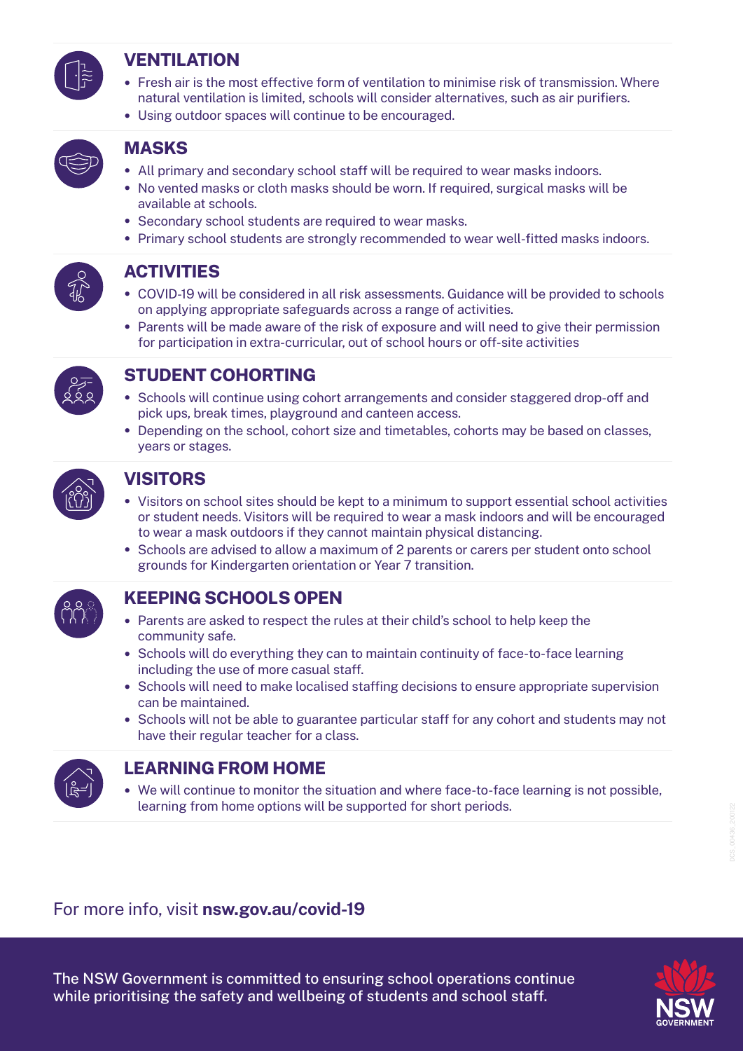## VENTILATION

- Fresh air is the most effective form of ventilation to minimise risk of transmission. Where natural ventilation is limited, schools will consider alternatives, such as air purifiers.
- Using outdoor spaces will continue to be encouraged.

## MASKS

- All primary and secondary school staff will be required to wear masks indoors.
- No vented masks or cloth masks should be worn. If required, surgical masks will be available at schools.
- Secondary school students are required to wear masks.
- Primary school students are strongly recommended to wear well-fitted masks indoors.

## ACTIVITIES

- COVID-19 will be considered in all risk assessments. Guidance will be provided to schools on applying appropriate safeguards across a range of activities.
- Parents will be made aware of the risk of exposure and will need to give their permission for participation in extra-curricular, out of school hours or off-site activities

## STUDENT COHORTING

- Schools will continue using cohort arrangements and consider staggered drop-off and pick ups, break times, playground and canteen access.
- Depending on the school, cohort size and timetables, cohorts may be based on classes, years or stages.

## VISITORS

- Visitors on school sites should be kept to a minimum to support essential school activities or student needs. Visitors will be required to wear a mask indoors and will be encouraged to wear a mask outdoors if they cannot maintain physical distancing.
- Schools are advised to allow a maximum of 2 parents or carers per student onto school grounds for Kindergarten orientation or Year 7 transition.

## KEEPING SCHOOLS OPEN

- Parents are asked to respect the rules at their child's school to help keep the community safe.
- Schools will do everything they can to maintain continuity of face-to-face learning including the use of more casual staff.
- Schools will need to make localised staffing decisions to ensure appropriate supervision can be maintained.
- Schools will not be able to guarantee particular staff for any cohort and students may not have their regular teacher for a class.

## LEARNING FROM HOME

- We will continue to monitor the situation and where face-to-face learning is not possible, learning from home options will be supported for short periods.

For more info, visit **nsw.gov.au/covid-19**

The NSW Government is committed to ensuring school operations continue while prioritising the safety and wellbeing of students and school staff.

NSW GOVERNMENT